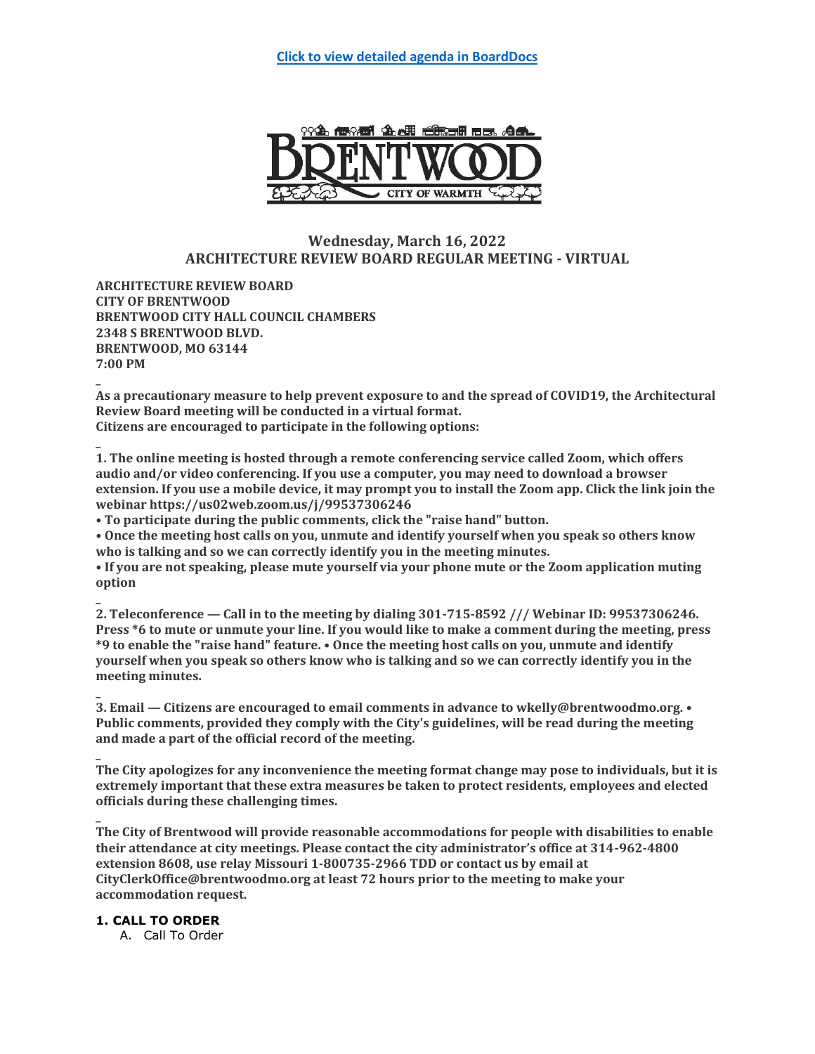[Click to view detailed agenda in BoardDocs]

**Wednesday, March 16, 2022**
**ARCHITECTURE REVIEW BOARD REGULAR MEETING - VIRTUAL**

**ARCHITECTURE REVIEW BOARD**
**CITY OF BRENTWOOD**
**BRENTWOOD CITY HALL COUNCIL CHAMBERS**
**2348 S BRENTWOOD BLVD.**
**BRENTWOOD, MO 63144**
**7:00 PM**

**As a precautionary measure to help prevent exposure to and the spread of COVID19, the Architectural Review Board meeting will be conducted in a virtual format.**
**Citizens are encouraged to participate in the following options:**

**1. The online meeting is hosted through a remote conferencing service called Zoom, which offers audio and/or video conferencing. If you use a computer, you may need to download a browser extension. If you use a mobile device, it may prompt you to install the Zoom app. Click the link join the webinar https://us02web.zoom.us/j/99537306246**
**• To participate during the public comments, click the "raise hand" button.**
**• Once the meeting host calls on you, unmute and identify yourself when you speak so others know who is talking and so we can correctly identify you in the meeting minutes.**
**• If you are not speaking, please mute yourself via your phone mute or the Zoom application muting option**

**2. Teleconference — Call in to the meeting by dialing 301-715-8592 /// Webinar ID: 99537306246. Press *6 to mute or unmute your line. If you would like to make a comment during the meeting, press *9 to enable the "raise hand" feature. • Once the meeting host calls on you, unmute and identify yourself when you speak so others know who is talking and so we can correctly identify you in the meeting minutes.**

**3. Email — Citizens are encouraged to email comments in advance to wkelly@brentwoodmo.org. • Public comments, provided they comply with the City's guidelines, will be read during the meeting and made a part of the official record of the meeting.**

**The City apologizes for any inconvenience the meeting format change may pose to individuals, but it is extremely important that these extra measures be taken to protect residents, employees and elected officials during these challenging times.**

**The City of Brentwood will provide reasonable accommodations for people with disabilities to enable their attendance at city meetings. Please contact the city administrator's office at 314-962-4800 extension 8608, use relay Missouri 1-800735-2966 TDD or contact us by email at CityClerkOffice@brentwoodmo.org at least 72 hours prior to the meeting to make your accommodation request.**

**1. CALL TO ORDER**

A. Call To Order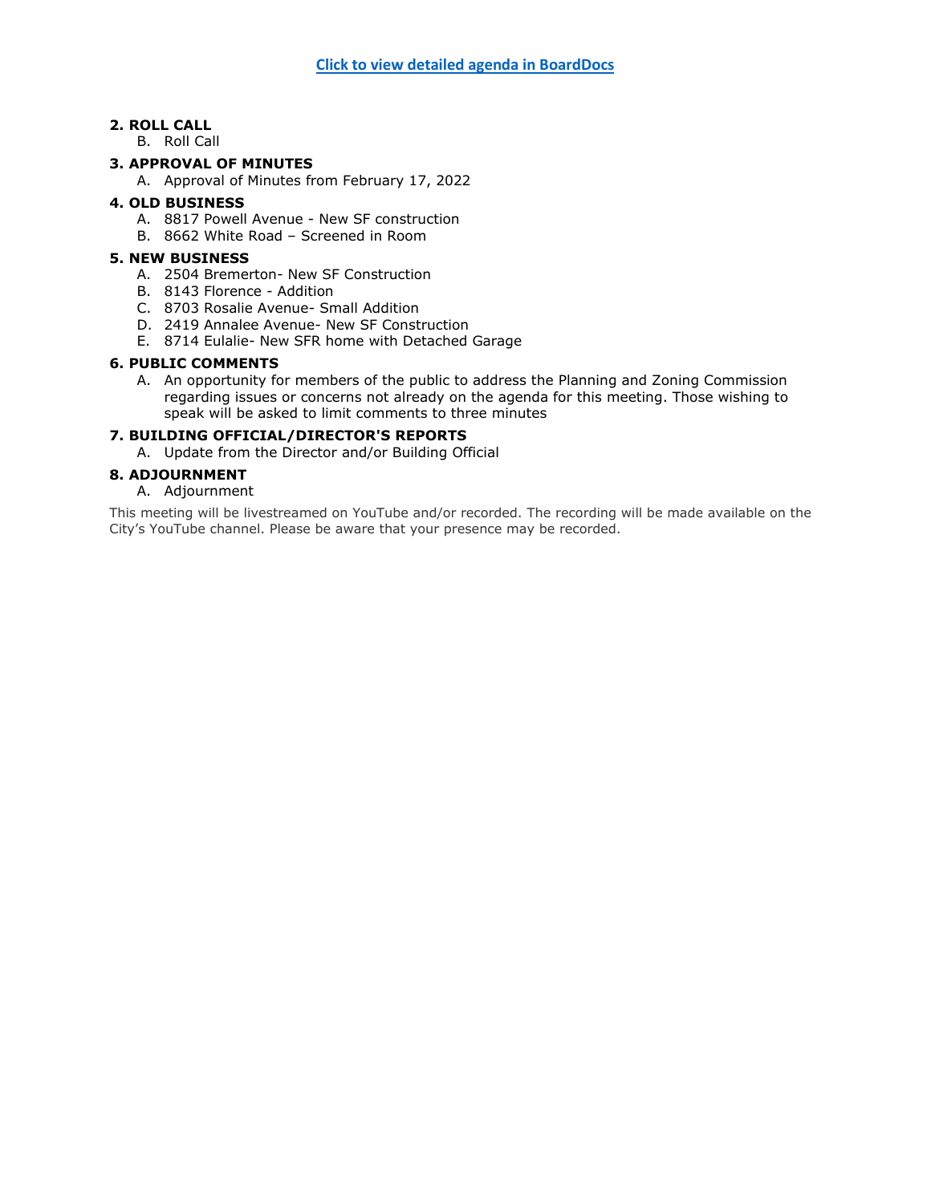[Click to view detailed agenda in BoardDocs]

**2. ROLL CALL**

B. Roll Call

**3. APPROVAL OF MINUTES**

A. Approval of Minutes from February 17, 2022

**4. OLD BUSINESS**

A. 8817 Powell Avenue - New SF construction
B. 8662 White Road – Screened in Room

**5. NEW BUSINESS**

A. 2504 Bremerton- New SF Construction
B. 8143 Florence - Addition
C. 8703 Rosalie Avenue- Small Addition
D. 2419 Annalee Avenue- New SF Construction
E. 8714 Eulalie- New SFR home with Detached Garage

**6. PUBLIC COMMENTS**

A. An opportunity for members of the public to address the Planning and Zoning Commission regarding issues or concerns not already on the agenda for this meeting. Those wishing to speak will be asked to limit comments to three minutes

**7. BUILDING OFFICIAL/DIRECTOR'S REPORTS**

A. Update from the Director and/or Building Official

**8. ADJOURNMENT**

A. Adjournment

This meeting will be livestreamed on YouTube and/or recorded. The recording will be made available on the City's YouTube channel. Please be aware that your presence may be recorded.